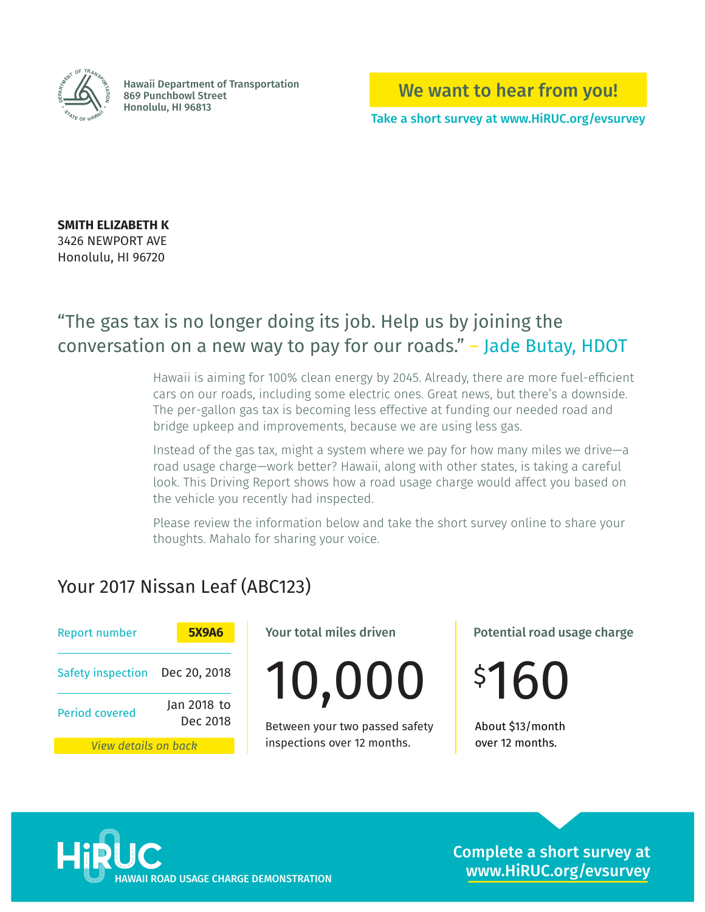Hawaii Department of Transportation
869 Punchbowl Street
Honolulu, HI 96813

**We want to hear from you!**

Take a short survey at www.HiRUC.org/evsurvey

**SMITH ELIZABETH K**
3426 NEWPORT AVE
Honolulu, HI 96720

## "The gas tax is no longer doing its job. Help us by joining the conversation on a new way to pay for our roads." – Jade Butay, HDOT

Hawaii is aiming for 100% clean energy by 2045. Already, there are more fuel-efficient cars on our roads, including some electric ones. Great news, but there's a downside. The per-gallon gas tax is becoming less effective at funding our needed road and bridge upkeep and improvements, because we are using less gas.

Instead of the gas tax, might a system where we pay for how many miles we drive—a road usage charge—work better? Hawaii, along with other states, is taking a careful look. This Driving Report shows how a road usage charge would affect you based on the vehicle you recently had inspected.

Please review the information below and take the short survey online to share your thoughts. Mahalo for sharing your voice.

## Your 2017 Nissan Leaf (ABC123)

| | |
|---|---|
| Report number | **5X9A6** |
| Safety inspection | Dec 20, 2018 |
| Period covered | Jan 2018 to Dec 2018 |

*View details on back*

**Your total miles driven**

# 10,000

Between your two passed safety inspections over 12 months.

**Potential road usage charge**

# $160

About $13/month over 12 months.

**HiRUC** HAWAII ROAD USAGE CHARGE DEMONSTRATION

**Complete a short survey at www.HiRUC.org/evsurvey**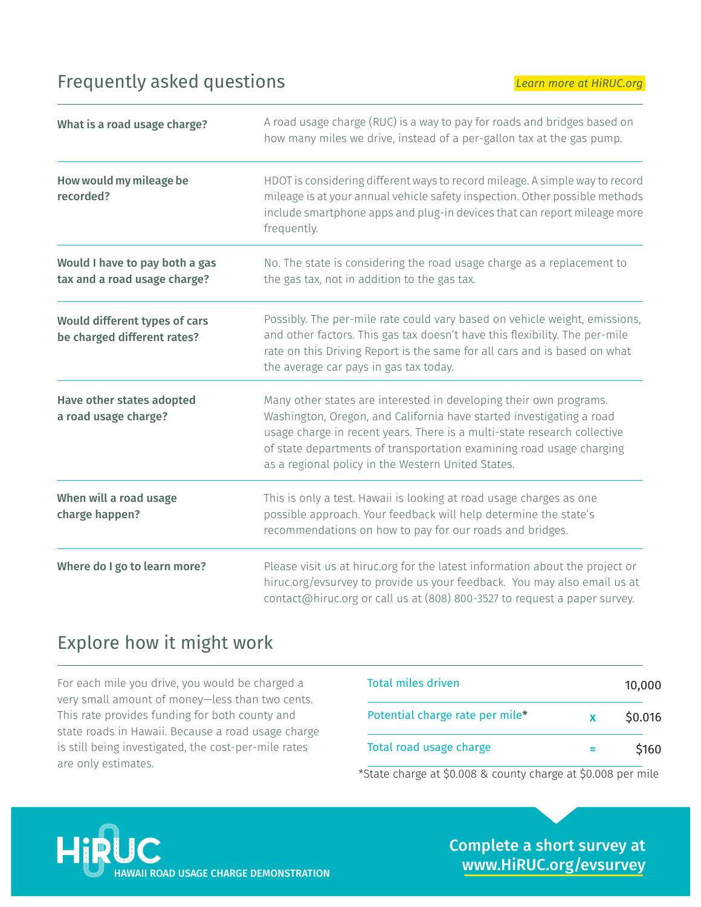## Frequently asked questions

*Learn more at HiRUC.org*

| | |
|---|---|
| **What is a road usage charge?** | A road usage charge (RUC) is a way to pay for roads and bridges based on how many miles we drive, instead of a per-gallon tax at the gas pump. |
| **How would my mileage be recorded?** | HDOT is considering different ways to record mileage. A simple way to record mileage is at your annual vehicle safety inspection. Other possible methods include smartphone apps and plug-in devices that can report mileage more frequently. |
| **Would I have to pay both a gas tax and a road usage charge?** | No. The state is considering the road usage charge as a replacement to the gas tax, not in addition to the gas tax. |
| **Would different types of cars be charged different rates?** | Possibly. The per-mile rate could vary based on vehicle weight, emissions, and other factors. This gas tax doesn't have this flexibility. The per-mile rate on this Driving Report is the same for all cars and is based on what the average car pays in gas tax today. |
| **Have other states adopted a road usage charge?** | Many other states are interested in developing their own programs. Washington, Oregon, and California have started investigating a road usage charge in recent years. There is a multi-state research collective of state departments of transportation examining road usage charging as a regional policy in the Western United States. |
| **When will a road usage charge happen?** | This is only a test. Hawaii is looking at road usage charges as one possible approach. Your feedback will help determine the state's recommendations on how to pay for our roads and bridges. |
| **Where do I go to learn more?** | Please visit us at hiruc.org for the latest information about the project or hiruc.org/evsurvey to provide us your feedback. You may also email us at contact@hiruc.org or call us at (808) 800-3527 to request a paper survey. |

## Explore how it might work

For each mile you drive, you would be charged a very small amount of money—less than two cents. This rate provides funding for both county and state roads in Hawaii. Because a road usage charge is still being investigated, the cost-per-mile rates are only estimates.

| | | |
|---|---|---|
| Total miles driven | | 10,000 |
| Potential charge rate per mile* | x | $0.016 |
| Total road usage charge | = | $160 |

*State charge at $0.008 & county charge at $0.008 per mile

HiRUC
HAWAII ROAD USAGE CHARGE DEMONSTRATION

**Complete a short survey at www.HiRUC.org/evsurvey**